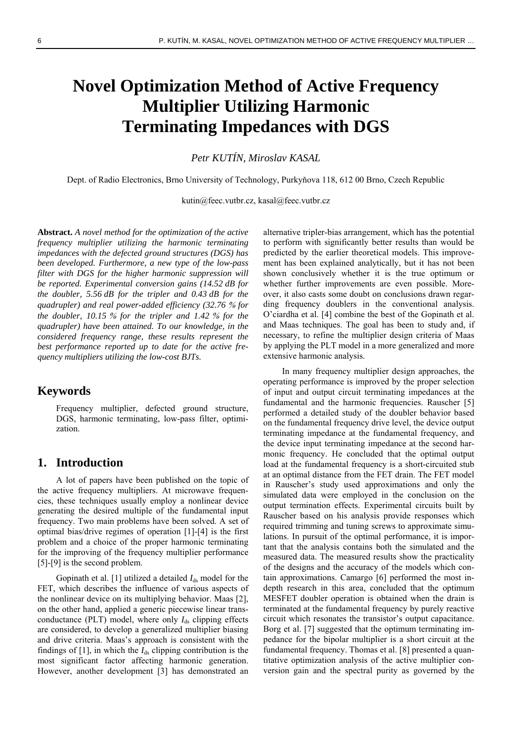# Novel Optimization Method of Active Frequency Multiplier Utilizing Harmonic Terminating Impedances with DGS

*Petr KUTÍN, Miroslav KASAL*

Dept. of Radio Electronics, Brno University of Technology, Purkyňova 118, 612 00 Brno, Czech Republic

kutin@feec.vutbr.cz, kasal@feec.vutbr.cz

**Abstract.** *A novel method for the optimization of the active frequency multiplier utilizing the harmonic terminating impedances with the defected ground structures (DGS) has been developed. Furthermore, a new type of the low-pass filter with DGS for the higher harmonic suppression will be reported. Experimental conversion gains (14.52 dB for the doubler, 5.56 dB for the tripler and 0.43 dB for the quadrupler) and real power-added efficiency (32.76 % for the doubler, 10.15 % for the tripler and 1.42 % for the quadrupler) have been attained. To our knowledge, in the considered frequency range, these results represent the best performance reported up to date for the active frequency multipliers utilizing the low-cost BJTs.*

## Keywords

Frequency multiplier, defected ground structure, DGS, harmonic terminating, low-pass filter, optimization.

## 1. Introduction

A lot of papers have been published on the topic of the active frequency multipliers. At microwave frequencies, these techniques usually employ a nonlinear device generating the desired multiple of the fundamental input frequency. Two main problems have been solved. A set of optimal bias/drive regimes of operation [1]-[4] is the first problem and a choice of the proper harmonic terminating for the improving of the frequency multiplier performance [5]-[9] is the second problem.

Gopinath et al. [1] utilized a detailed $I_{ds}$ model for the FET, which describes the influence of various aspects of the nonlinear device on its multiplying behavior. Maas [2], on the other hand, applied a generic piecewise linear transconductance (PLT) model, where only $I_{ds}$ clipping effects are considered, to develop a generalized multiplier biasing and drive criteria. Maas's approach is consistent with the findings of [1], in which the $I_{ds}$ clipping contribution is the most significant factor affecting harmonic generation. However, another development [3] has demonstrated an alternative tripler-bias arrangement, which has the potential to perform with significantly better results than would be predicted by the earlier theoretical models. This improvement has been explained analytically, but it has not been shown conclusively whether it is the true optimum or whether further improvements are even possible. Moreover, it also casts some doubt on conclusions drawn regarding frequency doublers in the conventional analysis. O'ciardha et al. [4] combine the best of the Gopinath et al. and Maas techniques. The goal has been to study and, if necessary, to refine the multiplier design criteria of Maas by applying the PLT model in a more generalized and more extensive harmonic analysis.

In many frequency multiplier design approaches, the operating performance is improved by the proper selection of input and output circuit terminating impedances at the fundamental and the harmonic frequencies. Rauscher [5] performed a detailed study of the doubler behavior based on the fundamental frequency drive level, the device output terminating impedance at the fundamental frequency, and the device input terminating impedance at the second harmonic frequency. He concluded that the optimal output load at the fundamental frequency is a short-circuited stub at an optimal distance from the FET drain. The FET model in Rauscher's study used approximations and only the simulated data were employed in the conclusion on the output termination effects. Experimental circuits built by Rauscher based on his analysis provide responses which required trimming and tuning screws to approximate simulations. In pursuit of the optimal performance, it is important that the analysis contains both the simulated and the measured data. The measured results show the practicality of the designs and the accuracy of the models which contain approximations. Camargo [6] performed the most in-depth research in this area, concluded that the optimum MESFET doubler operation is obtained when the drain is terminated at the fundamental frequency by purely reactive circuit which resonates the transistor's output capacitance. Borg et al. [7] suggested that the optimum terminating impedance for the bipolar multiplier is a short circuit at the fundamental frequency. Thomas et al. [8] presented a quantitative optimization analysis of the active multiplier conversion gain and the spectral purity as governed by the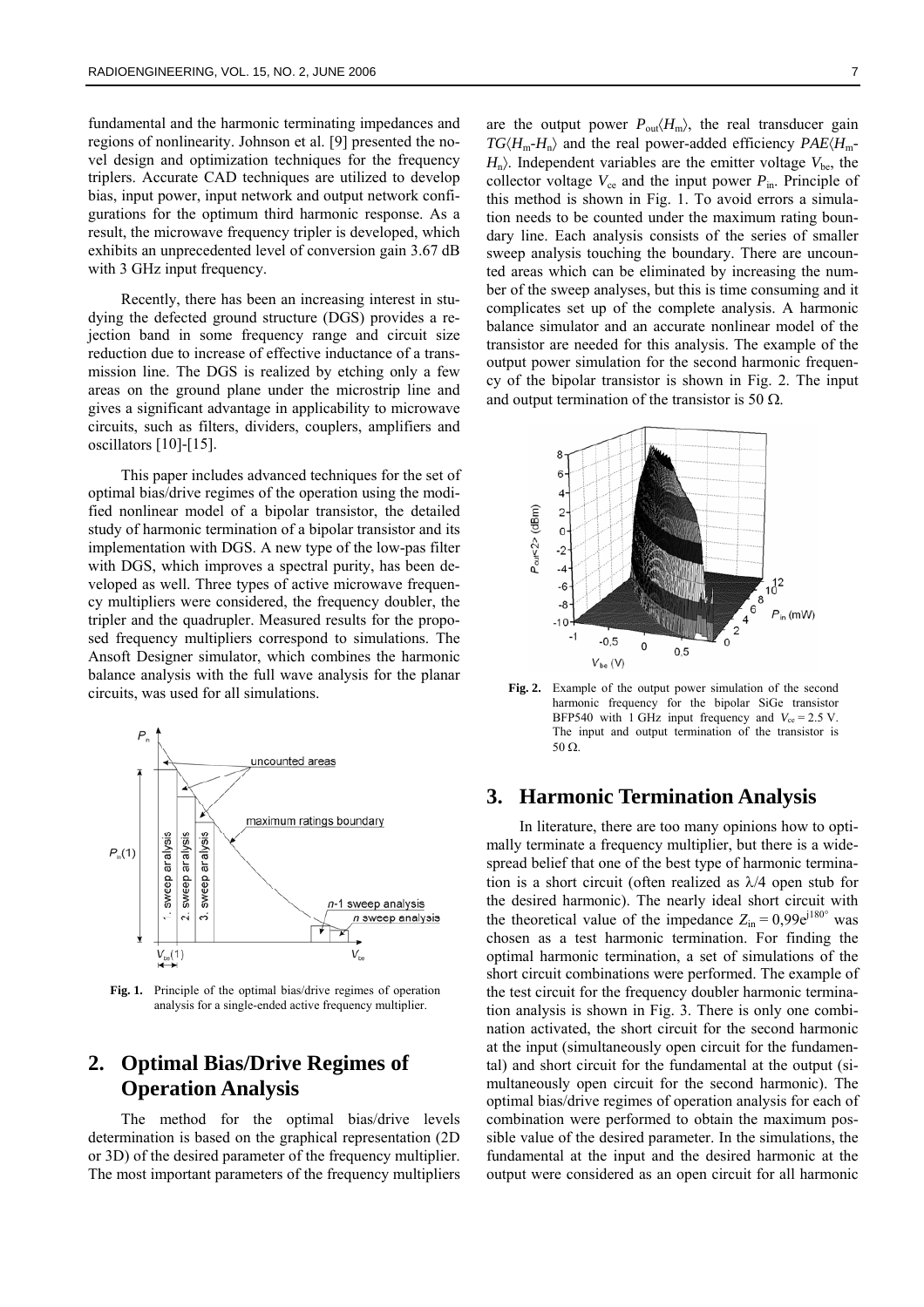fundamental and the harmonic terminating impedances and regions of nonlinearity. Johnson et al. [9] presented the novel design and optimization techniques for the frequency triplers. Accurate CAD techniques are utilized to develop bias, input power, input network and output network configurations for the optimum third harmonic response. As a result, the microwave frequency tripler is developed, which exhibits an unprecedented level of conversion gain 3.67 dB with 3 GHz input frequency.

Recently, there has been an increasing interest in studying the defected ground structure (DGS) provides a rejection band in some frequency range and circuit size reduction due to increase of effective inductance of a transmission line. The DGS is realized by etching only a few areas on the ground plane under the microstrip line and gives a significant advantage in applicability to microwave circuits, such as filters, dividers, couplers, amplifiers and oscillators [10]-[15].

This paper includes advanced techniques for the set of optimal bias/drive regimes of the operation using the modified nonlinear model of a bipolar transistor, the detailed study of harmonic termination of a bipolar transistor and its implementation with DGS. A new type of the low-pas filter with DGS, which improves a spectral purity, has been developed as well. Three types of active microwave frequency multipliers were considered, the frequency doubler, the tripler and the quadrupler. Measured results for the proposed frequency multipliers correspond to simulations. The Ansoft Designer simulator, which combines the harmonic balance analysis with the full wave analysis for the planar circuits, was used for all simulations.

**Fig. 1.** Principle of the optimal bias/drive regimes of operation analysis for a single-ended active frequency multiplier.

## 2. Optimal Bias/Drive Regimes of Operation Analysis

The method for the optimal bias/drive levels determination is based on the graphical representation (2D or 3D) of the desired parameter of the frequency multiplier. The most important parameters of the frequency multipliers are the output power $P_{\mathrm{out}}\langle H_{\mathrm{m}}\rangle$, the real transducer gain $TG\langle H_{\mathrm{m}}\text{-}H_{\mathrm{n}}\rangle$ and the real power-added efficiency $PAE\langle H_{\mathrm{m}}\text{-}H_{\mathrm{n}}\rangle$. Independent variables are the emitter voltage $V_{\mathrm{be}}$, the collector voltage $V_{\mathrm{ce}}$ and the input power $P_{\mathrm{in}}$. Principle of this method is shown in Fig. 1. To avoid errors a simulation needs to be counted under the maximum rating boundary line. Each analysis consists of the series of smaller sweep analysis touching the boundary. There are uncounted areas which can be eliminated by increasing the number of the sweep analyses, but this is time consuming and it complicates set up of the complete analysis. A harmonic balance simulator and an accurate nonlinear model of the transistor are needed for this analysis. The example of the output power simulation for the second harmonic frequency of the bipolar transistor is shown in Fig. 2. The input and output termination of the transistor is 50 Ω.

**Fig. 2.** Example of the output power simulation of the second harmonic frequency for the bipolar SiGe transistor BFP540 with 1 GHz input frequency and $V_{\mathrm{ce}} = 2.5$ V. The input and output termination of the transistor is 50 Ω.

## 3. Harmonic Termination Analysis

In literature, there are too many opinions how to optimally terminate a frequency multiplier, but there is a widespread belief that one of the best type of harmonic termination is a short circuit (often realized as λ/4 open stub for the desired harmonic). The nearly ideal short circuit with the theoretical value of the impedance $Z_{\mathrm{in}} = 0{,}99e^{j180^\circ}$ was chosen as a test harmonic termination. For finding the optimal harmonic termination, a set of simulations of the short circuit combinations were performed. The example of the test circuit for the frequency doubler harmonic termination analysis is shown in Fig. 3. There is only one combination activated, the short circuit for the second harmonic at the input (simultaneously open circuit for the fundamental) and short circuit for the fundamental at the output (simultaneously open circuit for the second harmonic). The optimal bias/drive regimes of operation analysis for each of combination were performed to obtain the maximum possible value of the desired parameter. In the simulations, the fundamental at the input and the desired harmonic at the output were considered as an open circuit for all harmonic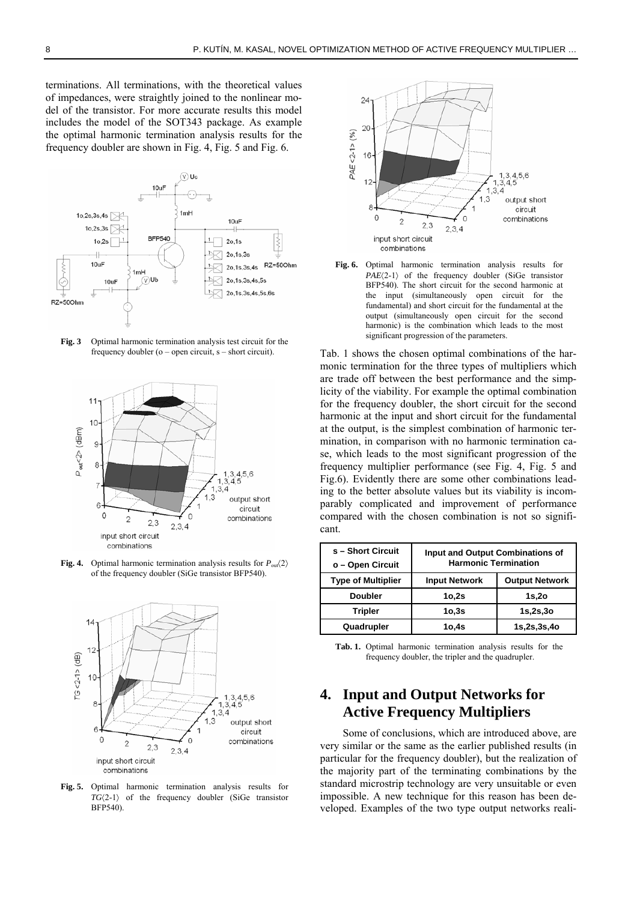terminations. All terminations, with the theoretical values of impedances, were straightly joined to the nonlinear model of the transistor. For more accurate results this model includes the model of the SOT343 package. As example the optimal harmonic termination analysis results for the frequency doubler are shown in Fig. 4, Fig. 5 and Fig. 6.

**Fig. 3** Optimal harmonic termination analysis test circuit for the frequency doubler (o – open circuit, s – short circuit).

**Fig. 4.** Optimal harmonic termination analysis results for $P_{out}\langle 2\rangle$ of the frequency doubler (SiGe transistor BFP540).

**Fig. 5.** Optimal harmonic termination analysis results for $TG\langle 2\text{-}1\rangle$ of the frequency doubler (SiGe transistor BFP540).

**Fig. 6.** Optimal harmonic termination analysis results for $PAE\langle 2\text{-}1\rangle$ of the frequency doubler (SiGe transistor BFP540). The short circuit for the second harmonic at the input (simultaneously open circuit for the fundamental) and short circuit for the fundamental at the output (simultaneously open circuit for the second harmonic) is the combination which leads to the most significant progression of the parameters.

Tab. 1 shows the chosen optimal combinations of the harmonic termination for the three types of multipliers which are trade off between the best performance and the simplicity of the viability. For example the optimal combination for the frequency doubler, the short circuit for the second harmonic at the input and short circuit for the fundamental at the output, is the simplest combination of harmonic termination, in comparison with no harmonic termination case, which leads to the most significant progression of the frequency multiplier performance (see Fig. 4, Fig. 5 and Fig.6). Evidently there are some other combinations leading to the better absolute values but its viability is incomparably complicated and improvement of performance compared with the chosen combination is not so significant.

| s – Short Circuit<br>o – Open Circuit | Input and Output Combinations of Harmonic Termination | |
|---|---|---|
| **Type of Multiplier** | **Input Network** | **Output Network** |
| **Doubler** | **1o,2s** | **1s,2o** |
| **Tripler** | **1o,3s** | **1s,2s,3o** |
| **Quadrupler** | **1o,4s** | **1s,2s,3s,4o** |

**Tab. 1.** Optimal harmonic termination analysis results for the frequency doubler, the tripler and the quadrupler.

## 4. Input and Output Networks for Active Frequency Multipliers

Some of conclusions, which are introduced above, are very similar or the same as the earlier published results (in particular for the frequency doubler), but the realization of the majority part of the terminating combinations by the standard microstrip technology are very unsuitable or even impossible. A new technique for this reason has been developed. Examples of the two type output networks reali-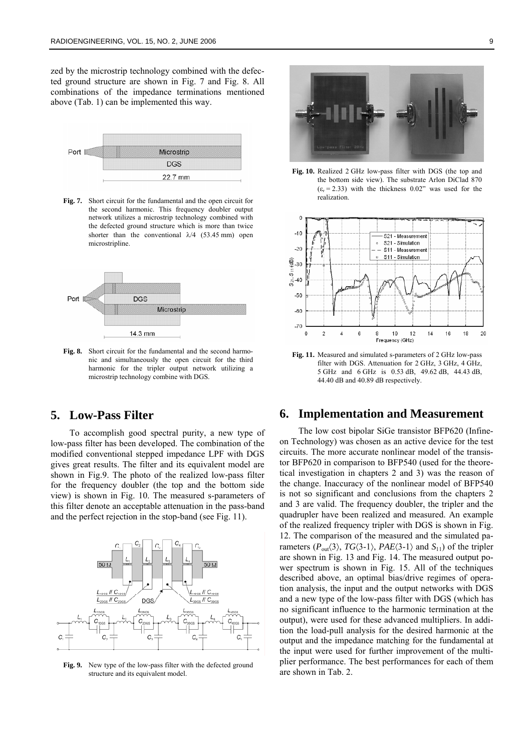zed by the microstrip technology combined with the defected ground structure are shown in Fig. 7 and Fig. 8. All combinations of the impedance terminations mentioned above (Tab. 1) can be implemented this way.

**Fig. 7.** Short circuit for the fundamental and the open circuit for the second harmonic. This frequency doubler output network utilizes a microstrip technology combined with the defected ground structure which is more than twice shorter than the conventional $\lambda/4$ (53.45 mm) open microstripline.

**Fig. 8.** Short circuit for the fundamental and the second harmonic and simultaneously the open circuit for the third harmonic for the tripler output network utilizing a microstrip technology combine with DGS.

## 5. Low-Pass Filter

To accomplish good spectral purity, a new type of low-pass filter has been developed. The combination of the modified conventional stepped impedance LPF with DGS gives great results. The filter and its equivalent model are shown in Fig.9. The photo of the realized low-pass filter for the frequency doubler (the top and the bottom side view) is shown in Fig. 10. The measured s-parameters of this filter denote an acceptable attenuation in the pass-band and the perfect rejection in the stop-band (see Fig. 11).

**Fig. 9.** New type of the low-pass filter with the defected ground structure and its equivalent model.

**Fig. 10.** Realized 2 GHz low-pass filter with DGS (the top and the bottom side view). The substrate Arlon DiClad 870 ($\varepsilon_r = 2.33$) with the thickness 0.02" was used for the realization.

**Fig. 11.** Measured and simulated s-parameters of 2 GHz low-pass filter with DGS. Attenuation for 2 GHz, 3 GHz, 4 GHz, 5 GHz and 6 GHz is 0.53 dB, 49.62 dB, 44.43 dB, 44.40 dB and 40.89 dB respectively.

## 6. Implementation and Measurement

The low cost bipolar SiGe transistor BFP620 (Infineon Technology) was chosen as an active device for the test circuits. The more accurate nonlinear model of the transistor BFP620 in comparison to BFP540 (used for the theoretical investigation in chapters 2 and 3) was the reason of the change. Inaccuracy of the nonlinear model of BFP540 is not so significant and conclusions from the chapters 2 and 3 are valid. The frequency doubler, the tripler and the quadrupler have been realized and measured. An example of the realized frequency tripler with DGS is shown in Fig. 12. The comparison of the measured and the simulated parameters ($P_{out}\langle 3\rangle$, $TG\langle 3\text{-}1\rangle$, $PAE\langle 3\text{-}1\rangle$ and $S_{11}$) of the tripler are shown in Fig. 13 and Fig. 14. The measured output power spectrum is shown in Fig. 15. All of the techniques described above, an optimal bias/drive regimes of operation analysis, the input and the output networks with DGS and a new type of the low-pass filter with DGS (which has no significant influence to the harmonic termination at the output), were used for these advanced multipliers. In addition the load-pull analysis for the desired harmonic at the output and the impedance matching for the fundamental at the input were used for further improvement of the multiplier performance. The best performances for each of them are shown in Tab. 2.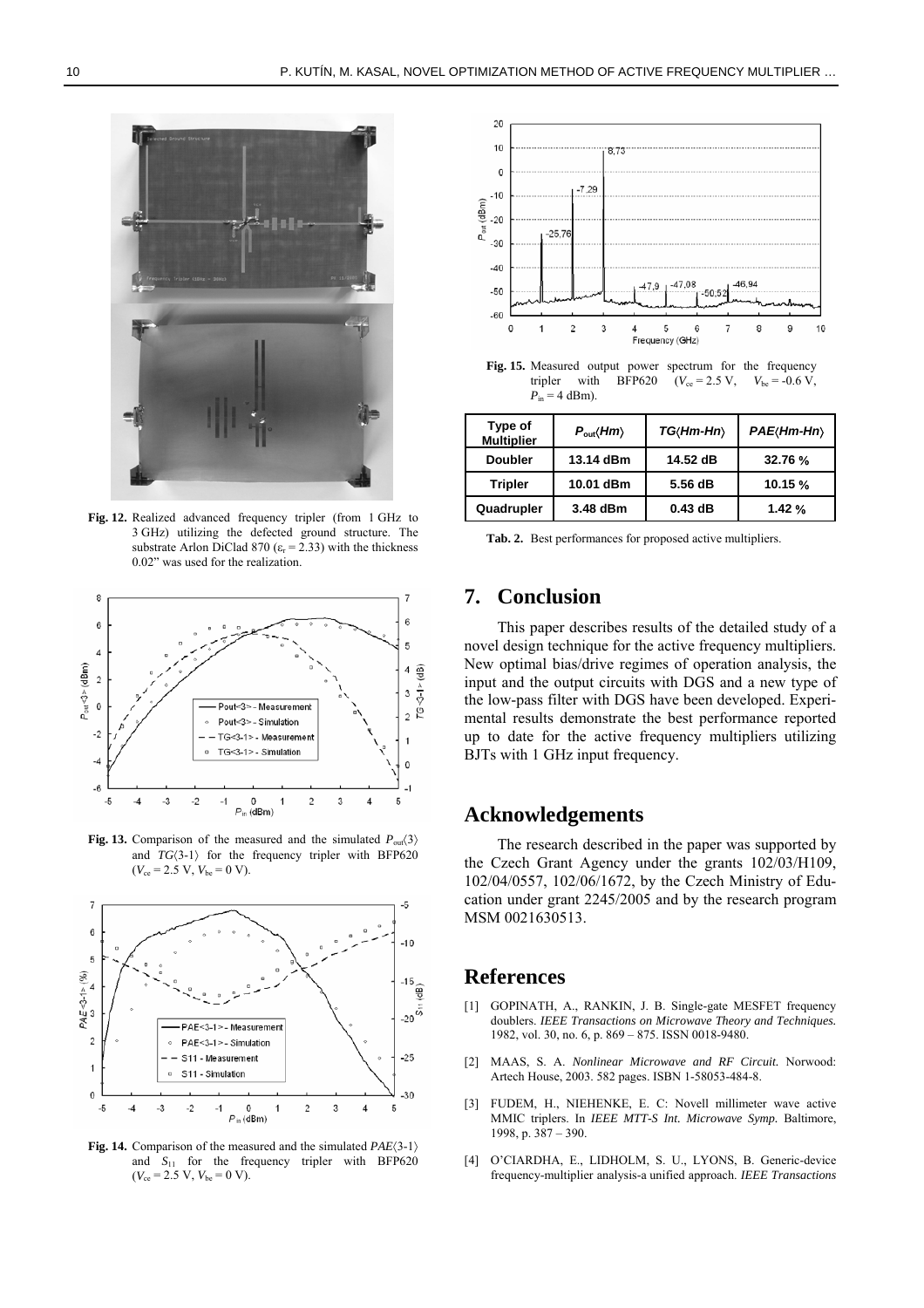**Fig. 12.** Realized advanced frequency tripler (from 1 GHz to 3 GHz) utilizing the defected ground structure. The substrate Arlon DiClad 870 ($\varepsilon_r = 2.33$) with the thickness 0.02" was used for the realization.

**Fig. 13.** Comparison of the measured and the simulated $P_{out}\langle 3\rangle$ and $TG\langle 3\text{-}1\rangle$ for the frequency tripler with BFP620 ($V_{ce} = 2.5$ V, $V_{be} = 0$ V).

**Fig. 14.** Comparison of the measured and the simulated $PAE\langle 3\text{-}1\rangle$ and $S_{11}$ for the frequency tripler with BFP620 ($V_{ce} = 2.5$ V, $V_{be} = 0$ V).

**Fig. 15.** Measured output power spectrum for the frequency tripler with BFP620 ($V_{ce} = 2.5$ V, $V_{be} = -0.6$ V, $P_{in} = 4$ dBm).

| Type of Multiplier | $P_{out}\langle Hm\rangle$ | $TG\langle Hm\text{-}Hn\rangle$ | $PAE\langle Hm\text{-}Hn\rangle$ |
|---|---|---|---|
| **Doubler** | **13.14 dBm** | **14.52 dB** | **32.76 %** |
| **Tripler** | **10.01 dBm** | **5.56 dB** | **10.15 %** |
| **Quadrupler** | **3.48 dBm** | **0.43 dB** | **1.42 %** |

**Tab. 2.** Best performances for proposed active multipliers.

## 7. Conclusion

This paper describes results of the detailed study of a novel design technique for the active frequency multipliers. New optimal bias/drive regimes of operation analysis, the input and the output circuits with DGS and a new type of the low-pass filter with DGS have been developed. Experimental results demonstrate the best performance reported up to date for the active frequency multipliers utilizing BJTs with 1 GHz input frequency.

## Acknowledgements

The research described in the paper was supported by the Czech Grant Agency under the grants 102/03/H109, 102/04/0557, 102/06/1672, by the Czech Ministry of Education under grant 2245/2005 and by the research program MSM 0021630513.

## References

[1] GOPINATH, A., RANKIN, J. B. Single-gate MESFET frequency doublers. *IEEE Transactions on Microwave Theory and Techniques.* 1982, vol. 30, no. 6, p. 869 – 875. ISSN 0018-9480.

[2] MAAS, S. A. *Nonlinear Microwave and RF Circuit.* Norwood: Artech House, 2003. 582 pages. ISBN 1-58053-484-8.

[3] FUDEM, H., NIEHENKE, E. C: Novell millimeter wave active MMIC triplers. In *IEEE MTT-S Int. Microwave Symp.* Baltimore, 1998, p. 387 – 390.

[4] O'CIARDHA, E., LIDHOLM, S. U., LYONS, B. Generic-device frequency-multiplier analysis-a unified approach. *IEEE Transactions*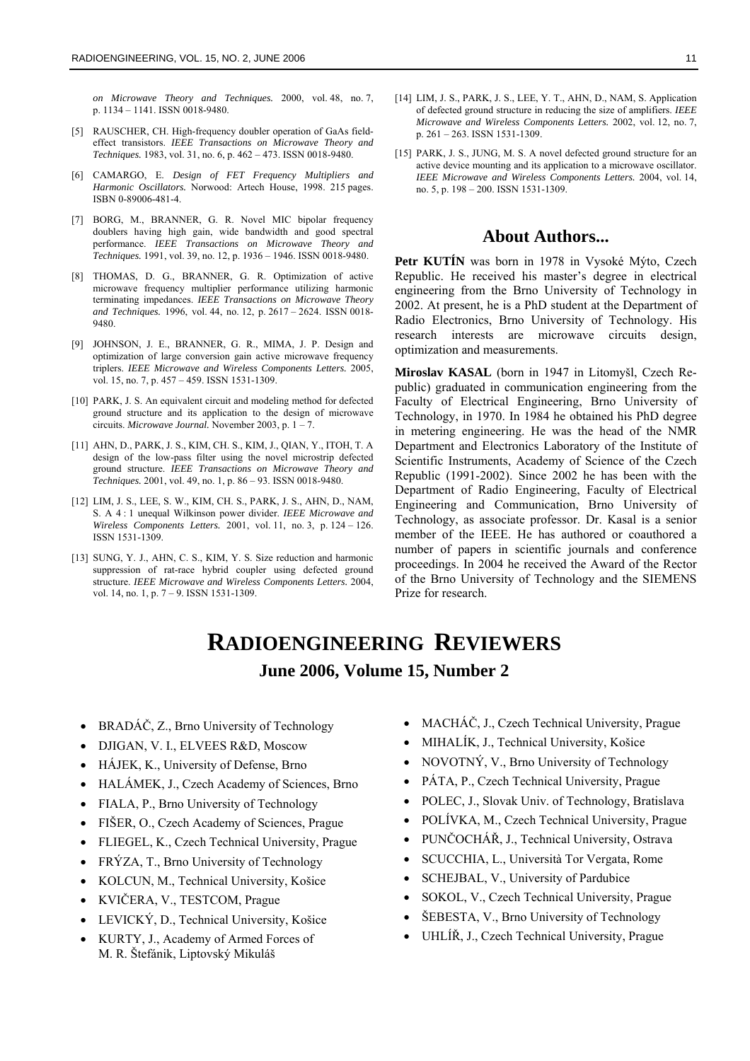*on Microwave Theory and Techniques.* 2000, vol. 48, no. 7, p. 1134 – 1141. ISSN 0018-9480.

[5] RAUSCHER, CH. High-frequency doubler operation of GaAs field-effect transistors. *IEEE Transactions on Microwave Theory and Techniques.* 1983, vol. 31, no. 6, p. 462 – 473. ISSN 0018-9480.

[6] CAMARGO, E. *Design of FET Frequency Multipliers and Harmonic Oscillators.* Norwood: Artech House, 1998. 215 pages. ISBN 0-89006-481-4.

[7] BORG, M., BRANNER, G. R. Novel MIC bipolar frequency doublers having high gain, wide bandwidth and good spectral performance. *IEEE Transactions on Microwave Theory and Techniques.* 1991, vol. 39, no. 12, p. 1936 – 1946. ISSN 0018-9480.

[8] THOMAS, D. G., BRANNER, G. R. Optimization of active microwave frequency multiplier performance utilizing harmonic terminating impedances. *IEEE Transactions on Microwave Theory and Techniques.* 1996, vol. 44, no. 12, p. 2617 – 2624. ISSN 0018-9480.

[9] JOHNSON, J. E., BRANNER, G. R., MIMA, J. P. Design and optimization of large conversion gain active microwave frequency triplers. *IEEE Microwave and Wireless Components Letters.* 2005, vol. 15, no. 7, p. 457 – 459. ISSN 1531-1309.

[10] PARK, J. S. An equivalent circuit and modeling method for defected ground structure and its application to the design of microwave circuits. *Microwave Journal.* November 2003, p. 1 – 7.

[11] AHN, D., PARK, J. S., KIM, CH. S., KIM, J., QIAN, Y., ITOH, T. A design of the low-pass filter using the novel microstrip defected ground structure. *IEEE Transactions on Microwave Theory and Techniques.* 2001, vol. 49, no. 1, p. 86 – 93. ISSN 0018-9480.

[12] LIM, J. S., LEE, S. W., KIM, CH. S., PARK, J. S., AHN, D., NAM, S. A 4 : 1 unequal Wilkinson power divider. *IEEE Microwave and Wireless Components Letters.* 2001, vol. 11, no. 3, p. 124 – 126. ISSN 1531-1309.

[13] SUNG, Y. J., AHN, C. S., KIM, Y. S. Size reduction and harmonic suppression of rat-race hybrid coupler using defected ground structure. *IEEE Microwave and Wireless Components Letters.* 2004, vol. 14, no. 1, p. 7 – 9. ISSN 1531-1309.

[14] LIM, J. S., PARK, J. S., LEE, Y. T., AHN, D., NAM, S. Application of defected ground structure in reducing the size of amplifiers. *IEEE Microwave and Wireless Components Letters.* 2002, vol. 12, no. 7, p. 261 – 263. ISSN 1531-1309.

[15] PARK, J. S., JUNG, M. S. A novel defected ground structure for an active device mounting and its application to a microwave oscillator. *IEEE Microwave and Wireless Components Letters.* 2004, vol. 14, no. 5, p. 198 – 200. ISSN 1531-1309.

## About Authors...

**Petr KUTÍN** was born in 1978 in Vysoké Mýto, Czech Republic. He received his master's degree in electrical engineering from the Brno University of Technology in 2002. At present, he is a PhD student at the Department of Radio Electronics, Brno University of Technology. His research interests are microwave circuits design, optimization and measurements.

**Miroslav KASAL** (born in 1947 in Litomyšl, Czech Republic) graduated in communication engineering from the Faculty of Electrical Engineering, Brno University of Technology, in 1970. In 1984 he obtained his PhD degree in metering engineering. He was the head of the NMR Department and Electronics Laboratory of the Institute of Scientific Instruments, Academy of Science of the Czech Republic (1991-2002). Since 2002 he has been with the Department of Radio Engineering, Faculty of Electrical Engineering and Communication, Brno University of Technology, as associate professor. Dr. Kasal is a senior member of the IEEE. He has authored or coauthored a number of papers in scientific journals and conference proceedings. In 2004 he received the Award of the Rector of the Brno University of Technology and the SIEMENS Prize for research.

# RADIOENGINEERING REVIEWERS

## June 2006, Volume 15, Number 2

- BRADÁČ, Z., Brno University of Technology
- DJIGAN, V. I., ELVEES R&D, Moscow
- HÁJEK, K., University of Defense, Brno
- HALÁMEK, J., Czech Academy of Sciences, Brno
- FIALA, P., Brno University of Technology
- FIŠER, O., Czech Academy of Sciences, Prague
- FLIEGEL, K., Czech Technical University, Prague
- FRÝZA, T., Brno University of Technology
- KOLCUN, M., Technical University, Košice
- KVIČERA, V., TESTCOM, Prague
- LEVICKÝ, D., Technical University, Košice
- KURTY, J., Academy of Armed Forces of M. R. Štefánik, Liptovský Mikuláš
- MACHÁČ, J., Czech Technical University, Prague
- MIHALÍK, J., Technical University, Košice
- NOVOTNÝ, V., Brno University of Technology
- PÁTA, P., Czech Technical University, Prague
- POLEC, J., Slovak Univ. of Technology, Bratislava
- POLÍVKA, M., Czech Technical University, Prague
- PUNČOCHÁŘ, J., Technical University, Ostrava
- SCUCCHIA, L., Università Tor Vergata, Rome
- SCHEJBAL, V., University of Pardubice
- SOKOL, V., Czech Technical University, Prague
- ŠEBESTA, V., Brno University of Technology
- UHLÍŘ, J., Czech Technical University, Prague